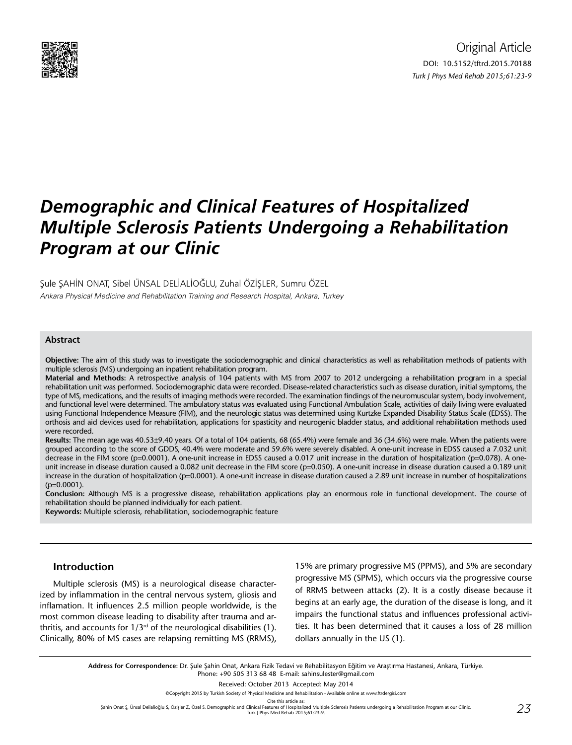Original Article

DOI: 10.5152/tftrd.2015.70188

# *Demographic and Clinical Features of Hospitalized Multiple Sclerosis Patients Undergoing a Rehabilitation Program at our Clinic*

Şule ŞAHİN ONAT, Sibel ÜNSAL DELİALİOĞLU, Zuhal ÖZİŞLER, Sumru ÖZEL

*Ankara Physical Medicine and Rehabilitation Training and Research Hospital, Ankara, Turkey*

### Abstract

**Objective:** The aim of this study was to investigate the sociodemographic and clinical characteristics as well as rehabilitation methods of patients with multiple sclerosis (MS) undergoing an inpatient rehabilitation program.

**Material and Methods:** A retrospective analysis of 104 patients with MS from 2007 to 2012 undergoing a rehabilitation program in a special rehabilitation unit was performed. Sociodemographic data were recorded. Disease-related characteristics such as disease duration, initial symptoms, the type of MS, medications, and the results of imaging methods were recorded. The examination findings of the neuromuscular system, body involvement, and functional level were determined. The ambulatory status was evaluated using Functional Ambulation Scale, activities of daily living were evaluated using Functional Independence Measure (FIM), and the neurologic status was determined using Kurtzke Expanded Disability Status Scale (EDSS). The orthosis and aid devices used for rehabilitation, applications for spasticity and neurogenic bladder status, and additional rehabilitation methods used were recorded.

**Results:** The mean age was 40.53±9.40 years. Of a total of 104 patients, 68 (65.4%) were female and 36 (34.6%) were male. When the patients were grouped according to the score of GDDS, 40.4% were moderate and 59.6% were severely disabled. A one-unit increase in EDSS caused a 7.032 unit decrease in the FIM score (p=0.0001). A one-unit increase in EDSS caused a 0.017 unit increase in the duration of hospitalization (p=0.078). A one-unit increase in disease duration caused a 0.082 unit decrease in the FIM score (p=0.050). A one-unit increase in disease duration caused a 0.189 unit increase in the duration of hospitalization (p=0.0001). A one-unit increase in disease duration caused a 2.89 unit increase in number of hospitalizations (p=0.0001).

**Conclusion:** Although MS is a progressive disease, rehabilitation applications play an enormous role in functional development. The course of rehabilitation should be planned individually for each patient.

**Keywords:** Multiple sclerosis, rehabilitation, sociodemographic feature

## Introduction

Multiple sclerosis (MS) is a neurological disease characterized by inflammation in the central nervous system, gliosis and inflamation. It influences 2.5 million people worldwide, is the most common disease leading to disability after trauma and arthritis, and accounts for 1/3rd of the neurological disabilities (1). Clinically, 80% of MS cases are relapsing remitting MS (RRMS), 15% are primary progressive MS (PPMS), and 5% are secondary progressive MS (SPMS), which occurs via the progressive course of RRMS between attacks (2). It is a costly disease because it begins at an early age, the duration of the disease is long, and it impairs the functional status and influences professional activities. It has been determined that it causes a loss of 28 million dollars annually in the US (1).

---

**Address for Correspondence:** Dr. Şule Şahin Onat, Ankara Fizik Tedavi ve Rehabilitasyon Eğitim ve Araştırma Hastanesi, Ankara, Türkiye. Phone: +90 505 313 68 48 E-mail: sahinsulester@gmail.com

Received: October 2013 Accepted: May 2014

©Copyright 2015 by Turkish Society of Physical Medicine and Rehabilitation - Available online at www.ftrdergisi.com

Cite this article as:
Şahin Onat Ş, Ünsal Delialioğlu S, Özişler Z, Özel S. Demographic and Clinical Features of Hospitalized Multiple Sclerosis Patients undergoing a Rehabilitation Program at our Clinic. Turk J Phys Med Rehab 2015;61:23-9.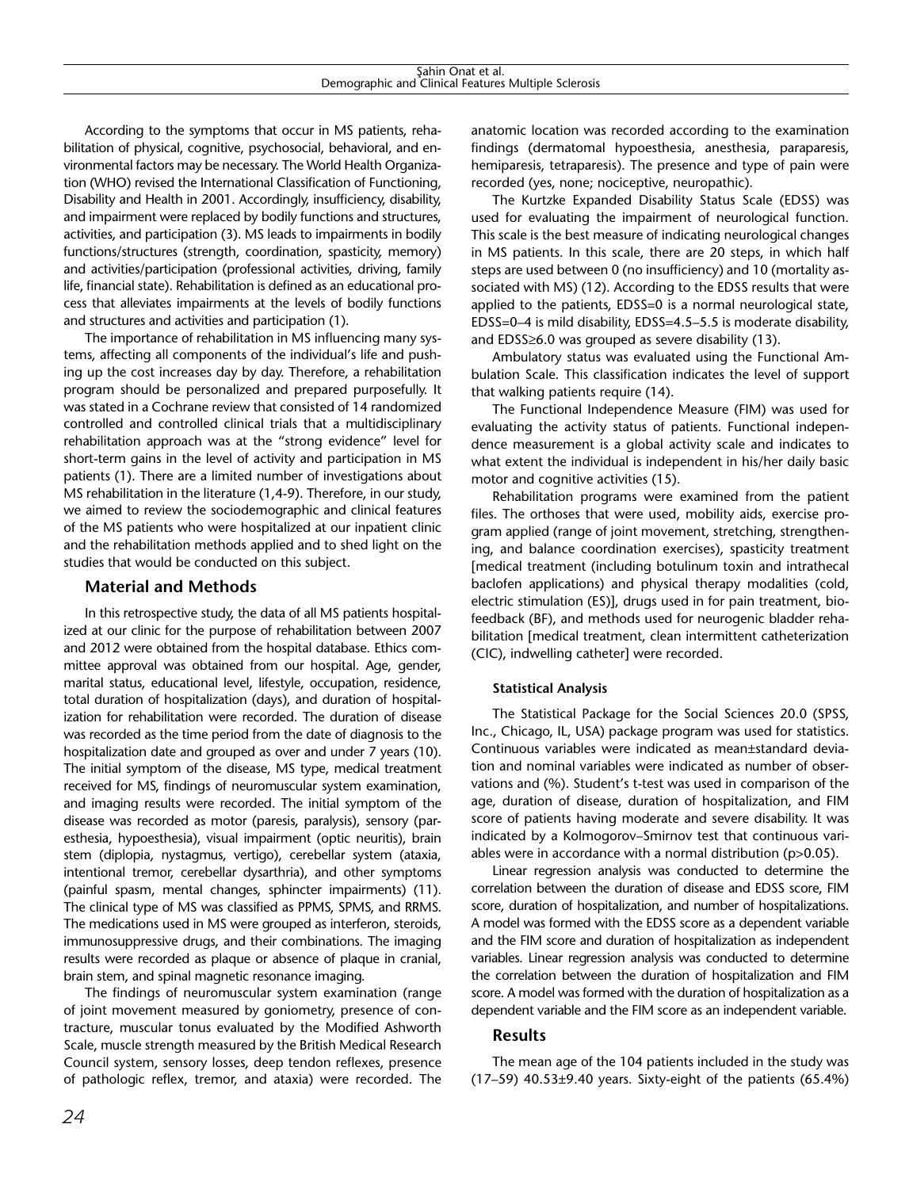According to the symptoms that occur in MS patients, rehabilitation of physical, cognitive, psychosocial, behavioral, and environmental factors may be necessary. The World Health Organization (WHO) revised the International Classification of Functioning, Disability and Health in 2001. Accordingly, insufficiency, disability, and impairment were replaced by bodily functions and structures, activities, and participation (3). MS leads to impairments in bodily functions/structures (strength, coordination, spasticity, memory) and activities/participation (professional activities, driving, family life, financial state). Rehabilitation is defined as an educational process that alleviates impairments at the levels of bodily functions and structures and activities and participation (1).

The importance of rehabilitation in MS influencing many systems, affecting all components of the individual's life and pushing up the cost increases day by day. Therefore, a rehabilitation program should be personalized and prepared purposefully. It was stated in a Cochrane review that consisted of 14 randomized controlled and controlled clinical trials that a multidisciplinary rehabilitation approach was at the "strong evidence" level for short-term gains in the level of activity and participation in MS patients (1). There are a limited number of investigations about MS rehabilitation in the literature (1,4-9). Therefore, in our study, we aimed to review the sociodemographic and clinical features of the MS patients who were hospitalized at our inpatient clinic and the rehabilitation methods applied and to shed light on the studies that would be conducted on this subject.

## Material and Methods

In this retrospective study, the data of all MS patients hospitalized at our clinic for the purpose of rehabilitation between 2007 and 2012 were obtained from the hospital database. Ethics committee approval was obtained from our hospital. Age, gender, marital status, educational level, lifestyle, occupation, residence, total duration of hospitalization (days), and duration of hospitalization for rehabilitation were recorded. The duration of disease was recorded as the time period from the date of diagnosis to the hospitalization date and grouped as over and under 7 years (10). The initial symptom of the disease, MS type, medical treatment received for MS, findings of neuromuscular system examination, and imaging results were recorded. The initial symptom of the disease was recorded as motor (paresis, paralysis), sensory (paresthesia, hypoesthesia), visual impairment (optic neuritis), brain stem (diplopia, nystagmus, vertigo), cerebellar system (ataxia, intentional tremor, cerebellar dysarthria), and other symptoms (painful spasm, mental changes, sphincter impairments) (11). The clinical type of MS was classified as PPMS, SPMS, and RRMS. The medications used in MS were grouped as interferon, steroids, immunosuppressive drugs, and their combinations. The imaging results were recorded as plaque or absence of plaque in cranial, brain stem, and spinal magnetic resonance imaging.

The findings of neuromuscular system examination (range of joint movement measured by goniometry, presence of contracture, muscular tonus evaluated by the Modified Ashworth Scale, muscle strength measured by the British Medical Research Council system, sensory losses, deep tendon reflexes, presence of pathologic reflex, tremor, and ataxia) were recorded. The anatomic location was recorded according to the examination findings (dermatomal hypoesthesia, anesthesia, paraparesis, hemiparesis, tetraparesis). The presence and type of pain were recorded (yes, none; nociceptive, neuropathic).

The Kurtzke Expanded Disability Status Scale (EDSS) was used for evaluating the impairment of neurological function. This scale is the best measure of indicating neurological changes in MS patients. In this scale, there are 20 steps, in which half steps are used between 0 (no insufficiency) and 10 (mortality associated with MS) (12). According to the EDSS results that were applied to the patients, EDSS=0 is a normal neurological state, EDSS=0–4 is mild disability, EDSS=4.5–5.5 is moderate disability, and EDSS≥6.0 was grouped as severe disability (13).

Ambulatory status was evaluated using the Functional Ambulation Scale. This classification indicates the level of support that walking patients require (14).

The Functional Independence Measure (FIM) was used for evaluating the activity status of patients. Functional independence measurement is a global activity scale and indicates to what extent the individual is independent in his/her daily basic motor and cognitive activities (15).

Rehabilitation programs were examined from the patient files. The orthoses that were used, mobility aids, exercise program applied (range of joint movement, stretching, strengthening, and balance coordination exercises), spasticity treatment [medical treatment (including botulinum toxin and intrathecal baclofen applications) and physical therapy modalities (cold, electric stimulation (ES)], drugs used in for pain treatment, biofeedback (BF), and methods used for neurogenic bladder rehabilitation [medical treatment, clean intermittent catheterization (CIC), indwelling catheter] were recorded.

### Statistical Analysis

The Statistical Package for the Social Sciences 20.0 (SPSS, Inc., Chicago, IL, USA) package program was used for statistics. Continuous variables were indicated as mean±standard deviation and nominal variables were indicated as number of observations and (%). Student's t-test was used in comparison of the age, duration of disease, duration of hospitalization, and FIM score of patients having moderate and severe disability. It was indicated by a Kolmogorov–Smirnov test that continuous variables were in accordance with a normal distribution ($p>0.05$).

Linear regression analysis was conducted to determine the correlation between the duration of disease and EDSS score, FIM score, duration of hospitalization, and number of hospitalizations. A model was formed with the EDSS score as a dependent variable and the FIM score and duration of hospitalization as independent variables. Linear regression analysis was conducted to determine the correlation between the duration of hospitalization and FIM score. A model was formed with the duration of hospitalization as a dependent variable and the FIM score as an independent variable.

## Results

The mean age of the 104 patients included in the study was (17–59) 40.53±9.40 years. Sixty-eight of the patients (65.4%)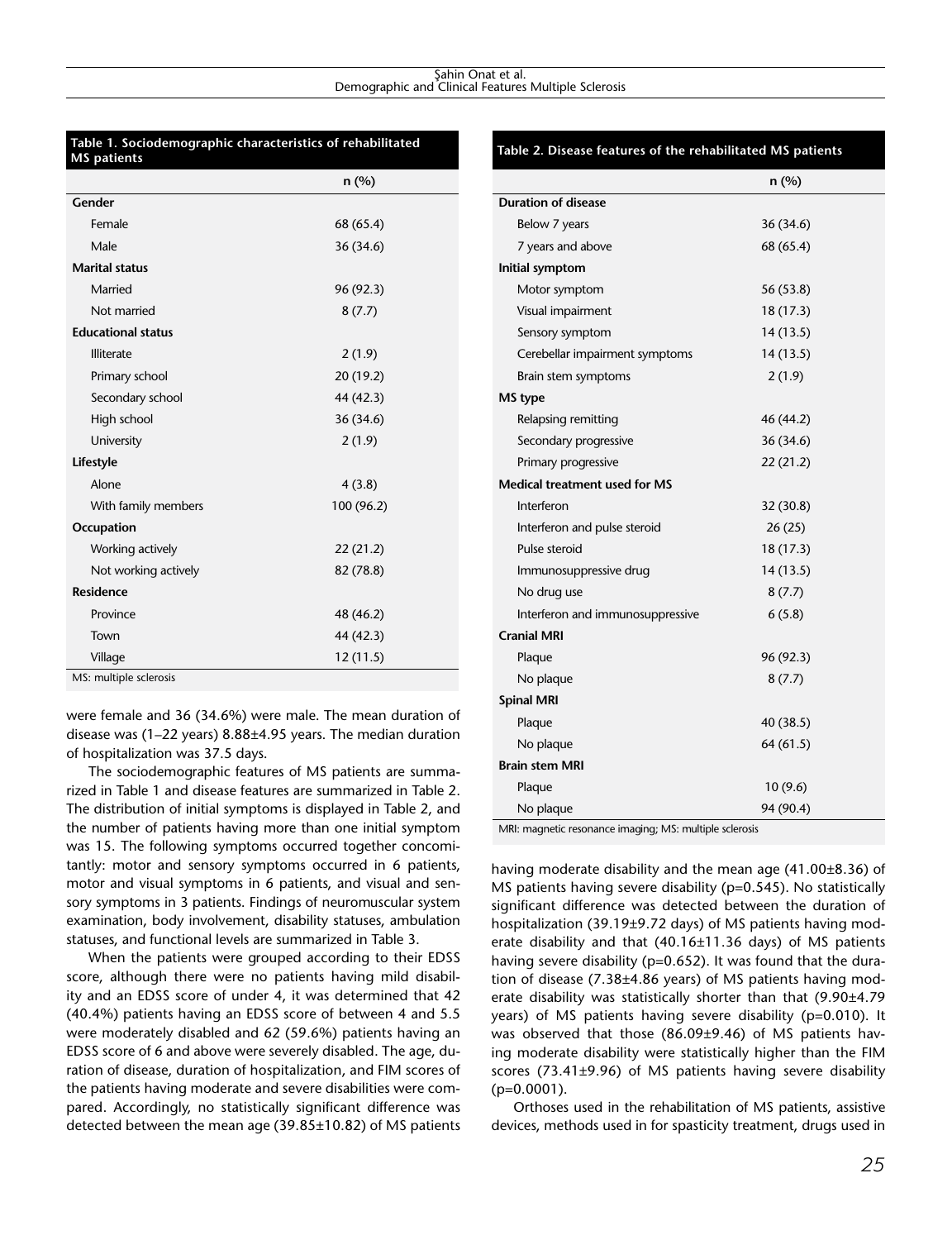**Table 1. Sociodemographic characteristics of rehabilitated MS patients**

| | n (%) |
|---|---|
| **Gender** | |
| Female | 68 (65.4) |
| Male | 36 (34.6) |
| **Marital status** | |
| Married | 96 (92.3) |
| Not married | 8 (7.7) |
| **Educational status** | |
| Illiterate | 2 (1.9) |
| Primary school | 20 (19.2) |
| Secondary school | 44 (42.3) |
| High school | 36 (34.6) |
| University | 2 (1.9) |
| **Lifestyle** | |
| Alone | 4 (3.8) |
| With family members | 100 (96.2) |
| **Occupation** | |
| Working actively | 22 (21.2) |
| Not working actively | 82 (78.8) |
| **Residence** | |
| Province | 48 (46.2) |
| Town | 44 (42.3) |
| Village | 12 (11.5) |

MS: multiple sclerosis

were female and 36 (34.6%) were male. The mean duration of disease was (1–22 years) 8.88±4.95 years. The median duration of hospitalization was 37.5 days.

The sociodemographic features of MS patients are summarized in Table 1 and disease features are summarized in Table 2. The distribution of initial symptoms is displayed in Table 2, and the number of patients having more than one initial symptom was 15. The following symptoms occurred together concomitantly: motor and sensory symptoms occurred in 6 patients, motor and visual symptoms in 6 patients, and visual and sensory symptoms in 3 patients. Findings of neuromuscular system examination, body involvement, disability statuses, ambulation statuses, and functional levels are summarized in Table 3.

When the patients were grouped according to their EDSS score, although there were no patients having mild disability and an EDSS score of under 4, it was determined that 42 (40.4%) patients having an EDSS score of between 4 and 5.5 were moderately disabled and 62 (59.6%) patients having an EDSS score of 6 and above were severely disabled. The age, duration of disease, duration of hospitalization, and FIM scores of the patients having moderate and severe disabilities were compared. Accordingly, no statistically significant difference was detected between the mean age (39.85±10.82) of MS patients

**Table 2. Disease features of the rehabilitated MS patients**

| | n (%) |
|---|---|
| **Duration of disease** | |
| Below 7 years | 36 (34.6) |
| 7 years and above | 68 (65.4) |
| **Initial symptom** | |
| Motor symptom | 56 (53.8) |
| Visual impairment | 18 (17.3) |
| Sensory symptom | 14 (13.5) |
| Cerebellar impairment symptoms | 14 (13.5) |
| Brain stem symptoms | 2 (1.9) |
| **MS type** | |
| Relapsing remitting | 46 (44.2) |
| Secondary progressive | 36 (34.6) |
| Primary progressive | 22 (21.2) |
| **Medical treatment used for MS** | |
| Interferon | 32 (30.8) |
| Interferon and pulse steroid | 26 (25) |
| Pulse steroid | 18 (17.3) |
| Immunosuppressive drug | 14 (13.5) |
| No drug use | 8 (7.7) |
| Interferon and immunosuppressive | 6 (5.8) |
| **Cranial MRI** | |
| Plaque | 96 (92.3) |
| No plaque | 8 (7.7) |
| **Spinal MRI** | |
| Plaque | 40 (38.5) |
| No plaque | 64 (61.5) |
| **Brain stem MRI** | |
| Plaque | 10 (9.6) |
| No plaque | 94 (90.4) |

MRI: magnetic resonance imaging; MS: multiple sclerosis

having moderate disability and the mean age (41.00±8.36) of MS patients having severe disability (p=0.545). No statistically significant difference was detected between the duration of hospitalization (39.19±9.72 days) of MS patients having moderate disability and that (40.16±11.36 days) of MS patients having severe disability (p=0.652). It was found that the duration of disease (7.38±4.86 years) of MS patients having moderate disability was statistically shorter than that (9.90±4.79 years) of MS patients having severe disability (p=0.010). It was observed that those (86.09±9.46) of MS patients having moderate disability were statistically higher than the FIM scores (73.41±9.96) of MS patients having severe disability (p=0.0001).

Orthoses used in the rehabilitation of MS patients, assistive devices, methods used in for spasticity treatment, drugs used in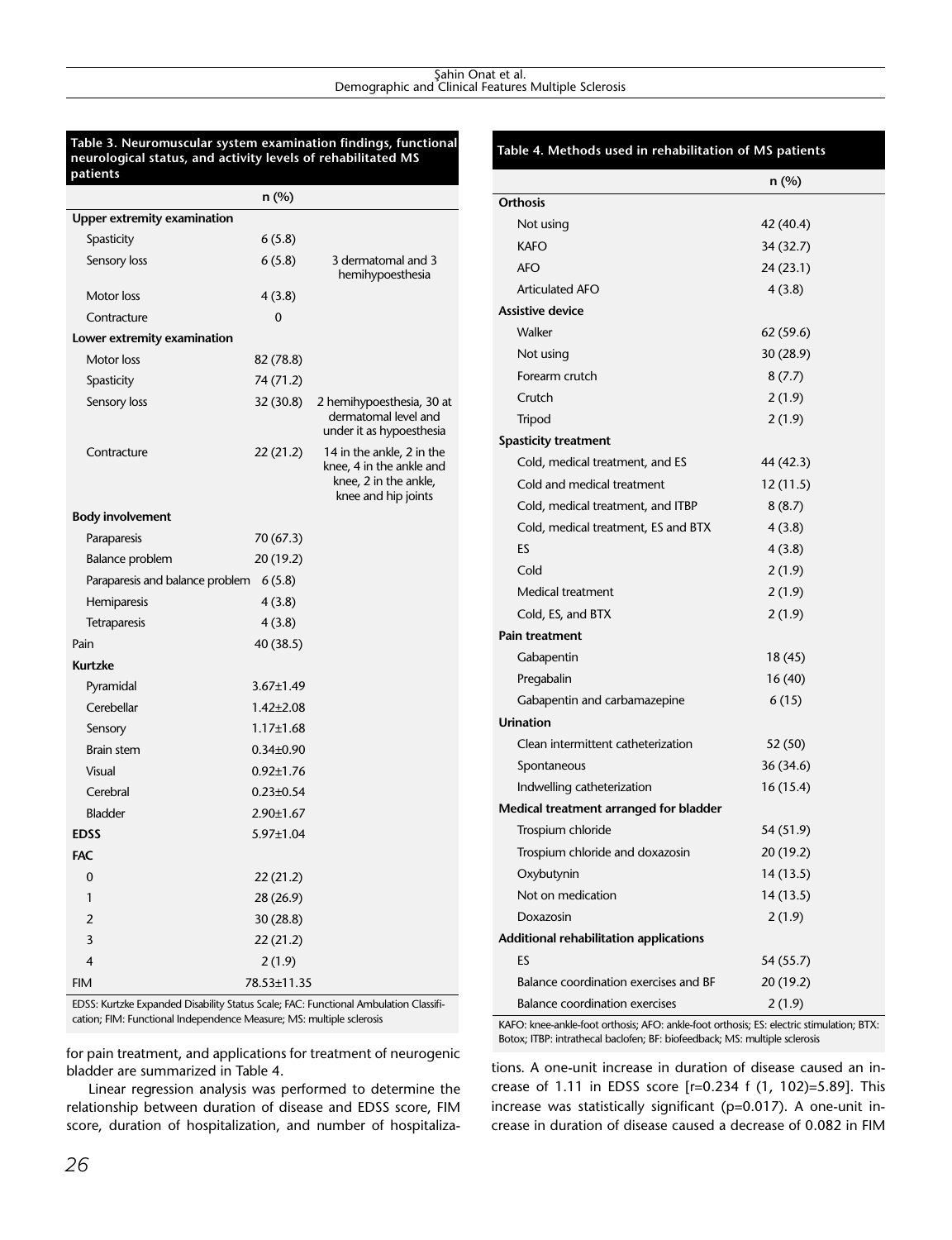**Table 3. Neuromuscular system examination findings, functional neurological status, and activity levels of rehabilitated MS patients**

| | n (%) | |
|---|---|---|
| **Upper extremity examination** | | |
| Spasticity | 6 (5.8) | |
| Sensory loss | 6 (5.8) | 3 dermatomal and 3 hemihypoesthesia |
| Motor loss | 4 (3.8) | |
| Contracture | 0 | |
| **Lower extremity examination** | | |
| Motor loss | 82 (78.8) | |
| Spasticity | 74 (71.2) | |
| Sensory loss | 32 (30.8) | 2 hemihypoesthesia, 30 at dermatomal level and under it as hypoesthesia |
| Contracture | 22 (21.2) | 14 in the ankle, 2 in the knee, 4 in the ankle and knee, 2 in the ankle, knee and hip joints |
| **Body involvement** | | |
| Paraparesis | 70 (67.3) | |
| Balance problem | 20 (19.2) | |
| Paraparesis and balance problem | 6 (5.8) | |
| Hemiparesis | 4 (3.8) | |
| Tetraparesis | 4 (3.8) | |
| Pain | 40 (38.5) | |
| **Kurtzke** | | |
| Pyramidal | 3.67±1.49 | |
| Cerebellar | 1.42±2.08 | |
| Sensory | 1.17±1.68 | |
| Brain stem | 0.34±0.90 | |
| Visual | 0.92±1.76 | |
| Cerebral | 0.23±0.54 | |
| Bladder | 2.90±1.67 | |
| **EDSS** | 5.97±1.04 | |
| **FAC** | | |
| 0 | 22 (21.2) | |
| 1 | 28 (26.9) | |
| 2 | 30 (28.8) | |
| 3 | 22 (21.2) | |
| 4 | 2 (1.9) | |
| FIM | 78.53±11.35 | |

EDSS: Kurtzke Expanded Disability Status Scale; FAC: Functional Ambulation Classification; FIM: Functional Independence Measure; MS: multiple sclerosis

**Table 4. Methods used in rehabilitation of MS patients**

| | n (%) |
|---|---|
| **Orthosis** | |
| Not using | 42 (40.4) |
| KAFO | 34 (32.7) |
| AFO | 24 (23.1) |
| Articulated AFO | 4 (3.8) |
| **Assistive device** | |
| Walker | 62 (59.6) |
| Not using | 30 (28.9) |
| Forearm crutch | 8 (7.7) |
| Crutch | 2 (1.9) |
| Tripod | 2 (1.9) |
| **Spasticity treatment** | |
| Cold, medical treatment, and ES | 44 (42.3) |
| Cold and medical treatment | 12 (11.5) |
| Cold, medical treatment, and ITBP | 8 (8.7) |
| Cold, medical treatment, ES and BTX | 4 (3.8) |
| ES | 4 (3.8) |
| Cold | 2 (1.9) |
| Medical treatment | 2 (1.9) |
| Cold, ES, and BTX | 2 (1.9) |
| **Pain treatment** | |
| Gabapentin | 18 (45) |
| Pregabalin | 16 (40) |
| Gabapentin and carbamazepine | 6 (15) |
| **Urination** | |
| Clean intermittent catheterization | 52 (50) |
| Spontaneous | 36 (34.6) |
| Indwelling catheterization | 16 (15.4) |
| **Medical treatment arranged for bladder** | |
| Trospium chloride | 54 (51.9) |
| Trospium chloride and doxazosin | 20 (19.2) |
| Oxybutynin | 14 (13.5) |
| Not on medication | 14 (13.5) |
| Doxazosin | 2 (1.9) |
| **Additional rehabilitation applications** | |
| ES | 54 (55.7) |
| Balance coordination exercises and BF | 20 (19.2) |
| Balance coordination exercises | 2 (1.9) |

KAFO: knee-ankle-foot orthosis; AFO: ankle-foot orthosis; ES: electric stimulation; BTX: Botox; ITBP: intrathecal baclofen; BF: biofeedback; MS: multiple sclerosis

for pain treatment, and applications for treatment of neurogenic bladder are summarized in Table 4.

Linear regression analysis was performed to determine the relationship between duration of disease and EDSS score, FIM score, duration of hospitalization, and number of hospitalizations. A one-unit increase in duration of disease caused an increase of 1.11 in EDSS score [r=0.234 f (1, 102)=5.89]. This increase was statistically significant (p=0.017). A one-unit increase in duration of disease caused a decrease of 0.082 in FIM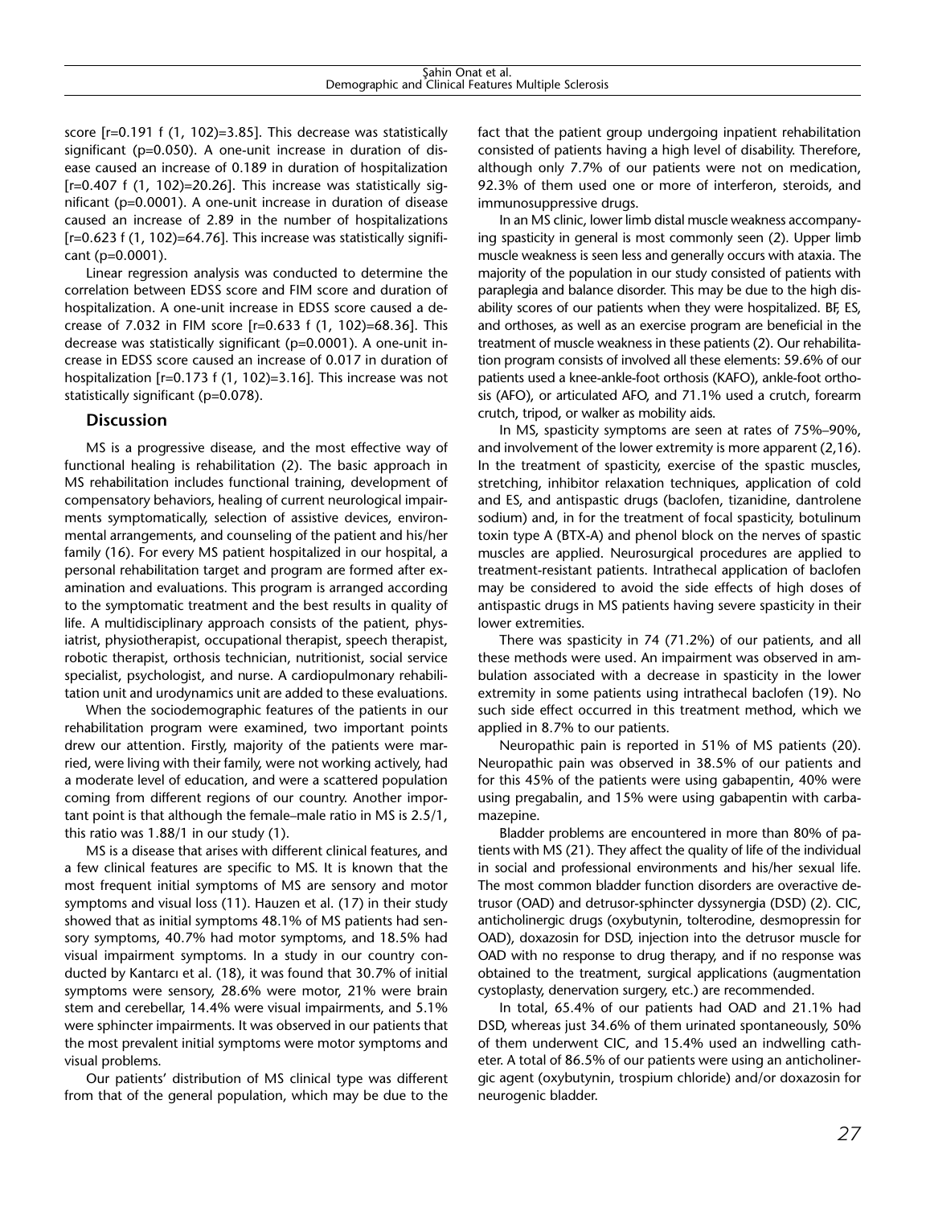score [r=0.191 f (1, 102)=3.85]. This decrease was statistically significant (p=0.050). A one-unit increase in duration of disease caused an increase of 0.189 in duration of hospitalization [r=0.407 f (1, 102)=20.26]. This increase was statistically significant (p=0.0001). A one-unit increase in duration of disease caused an increase of 2.89 in the number of hospitalizations [r=0.623 f (1, 102)=64.76]. This increase was statistically significant (p=0.0001).

Linear regression analysis was conducted to determine the correlation between EDSS score and FIM score and duration of hospitalization. A one-unit increase in EDSS score caused a decrease of 7.032 in FIM score [r=0.633 f (1, 102)=68.36]. This decrease was statistically significant (p=0.0001). A one-unit increase in EDSS score caused an increase of 0.017 in duration of hospitalization [r=0.173 f (1, 102)=3.16]. This increase was not statistically significant (p=0.078).

## Discussion

MS is a progressive disease, and the most effective way of functional healing is rehabilitation (2). The basic approach in MS rehabilitation includes functional training, development of compensatory behaviors, healing of current neurological impairments symptomatically, selection of assistive devices, environmental arrangements, and counseling of the patient and his/her family (16). For every MS patient hospitalized in our hospital, a personal rehabilitation target and program are formed after examination and evaluations. This program is arranged according to the symptomatic treatment and the best results in quality of life. A multidisciplinary approach consists of the patient, physiatrist, physiotherapist, occupational therapist, speech therapist, robotic therapist, orthosis technician, nutritionist, social service specialist, psychologist, and nurse. A cardiopulmonary rehabilitation unit and urodynamics unit are added to these evaluations.

When the sociodemographic features of the patients in our rehabilitation program were examined, two important points drew our attention. Firstly, majority of the patients were married, were living with their family, were not working actively, had a moderate level of education, and were a scattered population coming from different regions of our country. Another important point is that although the female–male ratio in MS is 2.5/1, this ratio was 1.88/1 in our study (1).

MS is a disease that arises with different clinical features, and a few clinical features are specific to MS. It is known that the most frequent initial symptoms of MS are sensory and motor symptoms and visual loss (11). Hauzen et al. (17) in their study showed that as initial symptoms 48.1% of MS patients had sensory symptoms, 40.7% had motor symptoms, and 18.5% had visual impairment symptoms. In a study in our country conducted by Kantarcı et al. (18), it was found that 30.7% of initial symptoms were sensory, 28.6% were motor, 21% were brain stem and cerebellar, 14.4% were visual impairments, and 5.1% were sphincter impairments. It was observed in our patients that the most prevalent initial symptoms were motor symptoms and visual problems.

Our patients' distribution of MS clinical type was different from that of the general population, which may be due to the fact that the patient group undergoing inpatient rehabilitation consisted of patients having a high level of disability. Therefore, although only 7.7% of our patients were not on medication, 92.3% of them used one or more of interferon, steroids, and immunosuppressive drugs.

In an MS clinic, lower limb distal muscle weakness accompanying spasticity in general is most commonly seen (2). Upper limb muscle weakness is seen less and generally occurs with ataxia. The majority of the population in our study consisted of patients with paraplegia and balance disorder. This may be due to the high disability scores of our patients when they were hospitalized. BF, ES, and orthoses, as well as an exercise program are beneficial in the treatment of muscle weakness in these patients (2). Our rehabilitation program consists of involved all these elements: 59.6% of our patients used a knee-ankle-foot orthosis (KAFO), ankle-foot orthosis (AFO), or articulated AFO, and 71.1% used a crutch, forearm crutch, tripod, or walker as mobility aids.

In MS, spasticity symptoms are seen at rates of 75%–90%, and involvement of the lower extremity is more apparent (2,16). In the treatment of spasticity, exercise of the spastic muscles, stretching, inhibitor relaxation techniques, application of cold and ES, and antispastic drugs (baclofen, tizanidine, dantrolene sodium) and, in for the treatment of focal spasticity, botulinum toxin type A (BTX-A) and phenol block on the nerves of spastic muscles are applied. Neurosurgical procedures are applied to treatment-resistant patients. Intrathecal application of baclofen may be considered to avoid the side effects of high doses of antispastic drugs in MS patients having severe spasticity in their lower extremities.

There was spasticity in 74 (71.2%) of our patients, and all these methods were used. An impairment was observed in ambulation associated with a decrease in spasticity in the lower extremity in some patients using intrathecal baclofen (19). No such side effect occurred in this treatment method, which we applied in 8.7% to our patients.

Neuropathic pain is reported in 51% of MS patients (20). Neuropathic pain was observed in 38.5% of our patients and for this 45% of the patients were using gabapentin, 40% were using pregabalin, and 15% were using gabapentin with carbamazepine.

Bladder problems are encountered in more than 80% of patients with MS (21). They affect the quality of life of the individual in social and professional environments and his/her sexual life. The most common bladder function disorders are overactive detrusor (OAD) and detrusor-sphincter dyssynergia (DSD) (2). CIC, anticholinergic drugs (oxybutynin, tolterodine, desmopressin for OAD), doxazosin for DSD, injection into the detrusor muscle for OAD with no response to drug therapy, and if no response was obtained to the treatment, surgical applications (augmentation cystoplasty, denervation surgery, etc.) are recommended.

In total, 65.4% of our patients had OAD and 21.1% had DSD, whereas just 34.6% of them urinated spontaneously, 50% of them underwent CIC, and 15.4% used an indwelling catheter. A total of 86.5% of our patients were using an anticholinergic agent (oxybutynin, trospium chloride) and/or doxazosin for neurogenic bladder.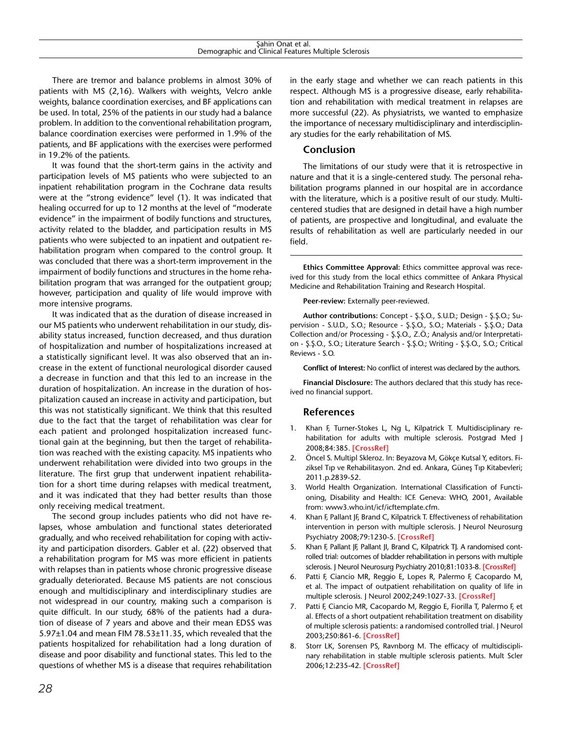There are tremor and balance problems in almost 30% of patients with MS (2,16). Walkers with weights, Velcro ankle weights, balance coordination exercises, and BF applications can be used. In total, 25% of the patients in our study had a balance problem. In addition to the conventional rehabilitation program, balance coordination exercises were performed in 1.9% of the patients, and BF applications with the exercises were performed in 19.2% of the patients.

It was found that the short-term gains in the activity and participation levels of MS patients who were subjected to an inpatient rehabilitation program in the Cochrane data results were at the "strong evidence" level (1). It was indicated that healing occurred for up to 12 months at the level of "moderate evidence" in the impairment of bodily functions and structures, activity related to the bladder, and participation results in MS patients who were subjected to an inpatient and outpatient rehabilitation program when compared to the control group. It was concluded that there was a short-term improvement in the impairment of bodily functions and structures in the home rehabilitation program that was arranged for the outpatient group; however, participation and quality of life would improve with more intensive programs.

It was indicated that as the duration of disease increased in our MS patients who underwent rehabilitation in our study, disability status increased, function decreased, and thus duration of hospitalization and number of hospitalizations increased at a statistically significant level. It was also observed that an increase in the extent of functional neurological disorder caused a decrease in function and that this led to an increase in the duration of hospitalization. An increase in the duration of hospitalization caused an increase in activity and participation, but this was not statistically significant. We think that this resulted due to the fact that the target of rehabilitation was clear for each patient and prolonged hospitalization increased functional gain at the beginning, but then the target of rehabilitation was reached with the existing capacity. MS inpatients who underwent rehabilitation were divided into two groups in the literature. The first grup that underwent inpatient rehabilitation for a short time during relapses with medical treatment, and it was indicated that they had better results than those only receiving medical treatment.

The second group includes patients who did not have relapses, whose ambulation and functional states deteriorated gradually, and who received rehabilitation for coping with activity and participation disorders. Gabler et al. (22) observed that a rehabilitation program for MS was more efficient in patients with relapses than in patients whose chronic progressive disease gradually deteriorated. Because MS patients are not conscious enough and multidisciplinary and interdisciplinary studies are not widespread in our country, making such a comparison is quite difficult. In our study, 68% of the patients had a duration of disease of 7 years and above and their mean EDSS was 5.97±1.04 and mean FIM 78.53±11.35, which revealed that the patients hospitalized for rehabilitation had a long duration of disease and poor disability and functional states. This led to the questions of whether MS is a disease that requires rehabilitation in the early stage and whether we can reach patients in this respect. Although MS is a progressive disease, early rehabilitation and rehabilitation with medical treatment in relapses are more successful (22). As physiatrists, we wanted to emphasize the importance of necessary multidisciplinary and interdisciplinary studies for the early rehabilitation of MS.

## Conclusion

The limitations of our study were that it is retrospective in nature and that it is a single-centered study. The personal rehabilitation programs planned in our hospital are in accordance with the literature, which is a positive result of our study. Multicentered studies that are designed in detail have a high number of patients, are prospective and longitudinal, and evaluate the results of rehabilitation as well are particularly needed in our field.

---

**Ethics Committee Approval:** Ethics committee approval was received for this study from the local ethics committee of Ankara Physical Medicine and Rehabilitation Training and Research Hospital.

**Peer-review:** Externally peer-reviewed.

**Author contributions:** Concept - Ş.Ş.O., S.U.D.; Design - Ş.Ş.O.; Supervision - S.U.D., S.O.; Resource - Ş.Ş.O., S.O.; Materials - Ş.Ş.O.; Data Collection and/or Processing - Ş.Ş.O., Z.Ö.; Analysis and/or Interpretation - Ş.Ş.O., S.O.; Literature Search - Ş.Ş.O.; Writing - Ş.Ş.O., S.O.; Critical Reviews - S.O.

**Conflict of Interest:** No conflict of interest was declared by the authors.

**Financial Disclosure:** The authors declared that this study has received no financial support.

## References

1. Khan F, Turner-Stokes L, Ng L, Kilpatrick T. Multidisciplinary rehabilitation for adults with multiple sclerosis. Postgrad Med J 2008;84:385. **[CrossRef]**
2. Öncel S. Multipl Skleroz. In: Beyazova M, Gökçe Kutsal Y, editors. Fiziksel Tıp ve Rehabilitasyon. 2nd ed. Ankara, Güneş Tıp Kitabevleri; 2011.p.2839-52.
3. World Health Organization. International Classification of Functioning, Disability and Health: ICF. Geneva: WHO, 2001, Available from: www3.who.int/icf/icftemplate.cfm.
4. Khan F, Pallant JF, Brand C, Kilpatrick T. Effectiveness of rehabilitation intervention in person with multiple sclerosis. J Neurol Neurosurg Psychiatry 2008;79:1230-5. **[CrossRef]**
5. Khan F, Pallant JF, Pallant JI, Brand C, Kilpatrick TJ. A randomised controlled trial: outcomes of bladder rehabilitation in persons with multiple sclerosis. J Neurol Neurosurg Psychiatry 2010;81:1033-8. **[CrossRef]**
6. Patti F, Ciancio MR, Reggio E, Lopes R, Palermo F, Cacopardo M, et al. The impact of outpatient rehabilitation on quality of life in multiple sclerosis. J Neurol 2002;249:1027-33. **[CrossRef]**
7. Patti F, Ciancio MR, Cacopardo M, Reggio E, Fiorilla T, Palermo F, et al. Effects of a short outpatient rehabilitation treatment on disability of multiple sclerosis patients: a randomised controlled trial. J Neurol 2003;250:861-6. **[CrossRef]**
8. Storr LK, Sorensen PS, Ravnborg M. The efficacy of multidisciplinary rehabilitation in stable multiple sclerosis patients. Mult Scler 2006;12:235-42. **[CrossRef]**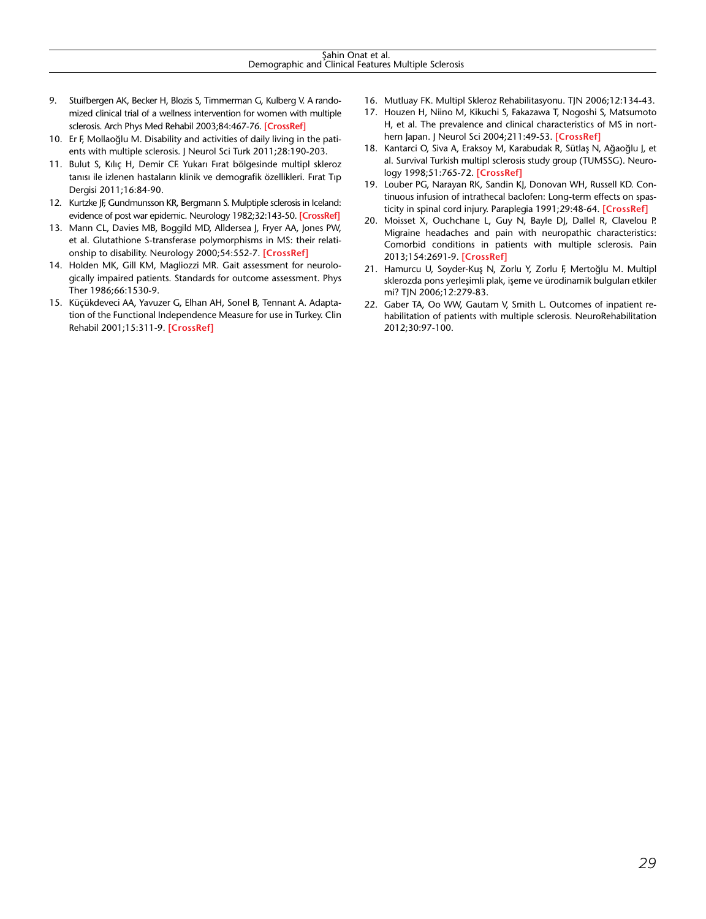9. Stuifbergen AK, Becker H, Blozis S, Timmerman G, Kulberg V. A randomized clinical trial of a wellness intervention for women with multiple sclerosis. Arch Phys Med Rehabil 2003;84:467-76. [CrossRef]
10. Er F, Mollaoğlu M. Disability and activities of daily living in the patients with multiple sclerosis. J Neurol Sci Turk 2011;28:190-203.
11. Bulut S, Kılıç H, Demir CF. Yukarı Fırat bölgesinde multipl skleroz tanısı ile izlenen hastaların klinik ve demografik özellikleri. Fırat Tıp Dergisi 2011;16:84-90.
12. Kurtzke JF, Gundmunsson KR, Bergmann S. Mulptiple sclerosis in Iceland: evidence of post war epidemic. Neurology 1982;32:143-50. [CrossRef]
13. Mann CL, Davies MB, Boggild MD, Alldersea J, Fryer AA, Jones PW, et al. Glutathione S-transferase polymorphisms in MS: their relationship to disability. Neurology 2000;54:552-7. [CrossRef]
14. Holden MK, Gill KM, Magliozzi MR. Gait assessment for neurologically impaired patients. Standards for outcome assessment. Phys Ther 1986;66:1530-9.
15. Küçükdeveci AA, Yavuzer G, Elhan AH, Sonel B, Tennant A. Adaptation of the Functional Independence Measure for use in Turkey. Clin Rehabil 2001;15:311-9. [CrossRef]
16. Mutluay FK. Multipl Skleroz Rehabilitasyonu. TJN 2006;12:134-43.
17. Houzen H, Niino M, Kikuchi S, Fakazawa T, Nogoshi S, Matsumoto H, et al. The prevalence and clinical characteristics of MS in northern Japan. J Neurol Sci 2004;211:49-53. [CrossRef]
18. Kantarci O, Siva A, Eraksoy M, Karabudak R, Sütlaş N, Ağaoğlu J, et al. Survival Turkish multipl sclerosis study group (TUMSSG). Neurology 1998;51:765-72. [CrossRef]
19. Louber PG, Narayan RK, Sandin KJ, Donovan WH, Russell KD. Continuous infusion of intrathecal baclofen: Long-term effects on spasticity in spinal cord injury. Paraplegia 1991;29:48-64. [CrossRef]
20. Moisset X, Ouchchane L, Guy N, Bayle DJ, Dallel R, Clavelou P. Migraine headaches and pain with neuropathic characteristics: Comorbid conditions in patients with multiple sclerosis. Pain 2013;154:2691-9. [CrossRef]
21. Hamurcu U, Soyder-Kuş N, Zorlu Y, Zorlu F, Mertoğlu M. Multipl sklerozda pons yerleşimli plak, işeme ve ürodinamik bulguları etkiler mi? TJN 2006;12:279-83.
22. Gaber TA, Oo WW, Gautam V, Smith L. Outcomes of inpatient rehabilitation of patients with multiple sclerosis. NeuroRehabilitation 2012;30:97-100.